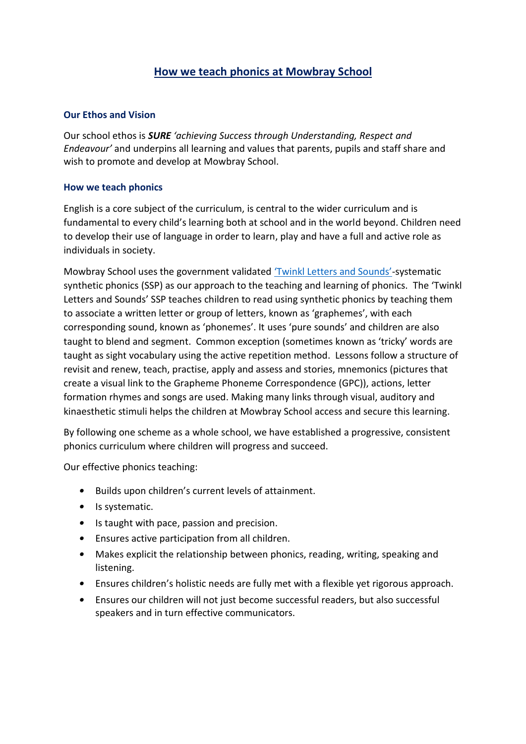# How we teach phonics at Mowbray School

### Our Ethos and Vision

Our school ethos is ***SURE*** *'achieving Success through Understanding, Respect and Endeavour'* and underpins all learning and values that parents, pupils and staff share and wish to promote and develop at Mowbray School.

### How we teach phonics

English is a core subject of the curriculum, is central to the wider curriculum and is fundamental to every child's learning both at school and in the world beyond. Children need to develop their use of language in order to learn, play and have a full and active role as individuals in society.

Mowbray School uses the government validated 'Twinkl Letters and Sounds'-systematic synthetic phonics (SSP) as our approach to the teaching and learning of phonics. The 'Twinkl Letters and Sounds' SSP teaches children to read using synthetic phonics by teaching them to associate a written letter or group of letters, known as 'graphemes', with each corresponding sound, known as 'phonemes'. It uses 'pure sounds' and children are also taught to blend and segment. Common exception (sometimes known as 'tricky' words are taught as sight vocabulary using the active repetition method. Lessons follow a structure of revisit and renew, teach, practise, apply and assess and stories, mnemonics (pictures that create a visual link to the Grapheme Phoneme Correspondence (GPC)), actions, letter formation rhymes and songs are used. Making many links through visual, auditory and kinaesthetic stimuli helps the children at Mowbray School access and secure this learning.

By following one scheme as a whole school, we have established a progressive, consistent phonics curriculum where children will progress and succeed.

Our effective phonics teaching:

- Builds upon children's current levels of attainment.
- Is systematic.
- Is taught with pace, passion and precision.
- Ensures active participation from all children.
- Makes explicit the relationship between phonics, reading, writing, speaking and listening.
- Ensures children's holistic needs are fully met with a flexible yet rigorous approach.
- Ensures our children will not just become successful readers, but also successful speakers and in turn effective communicators.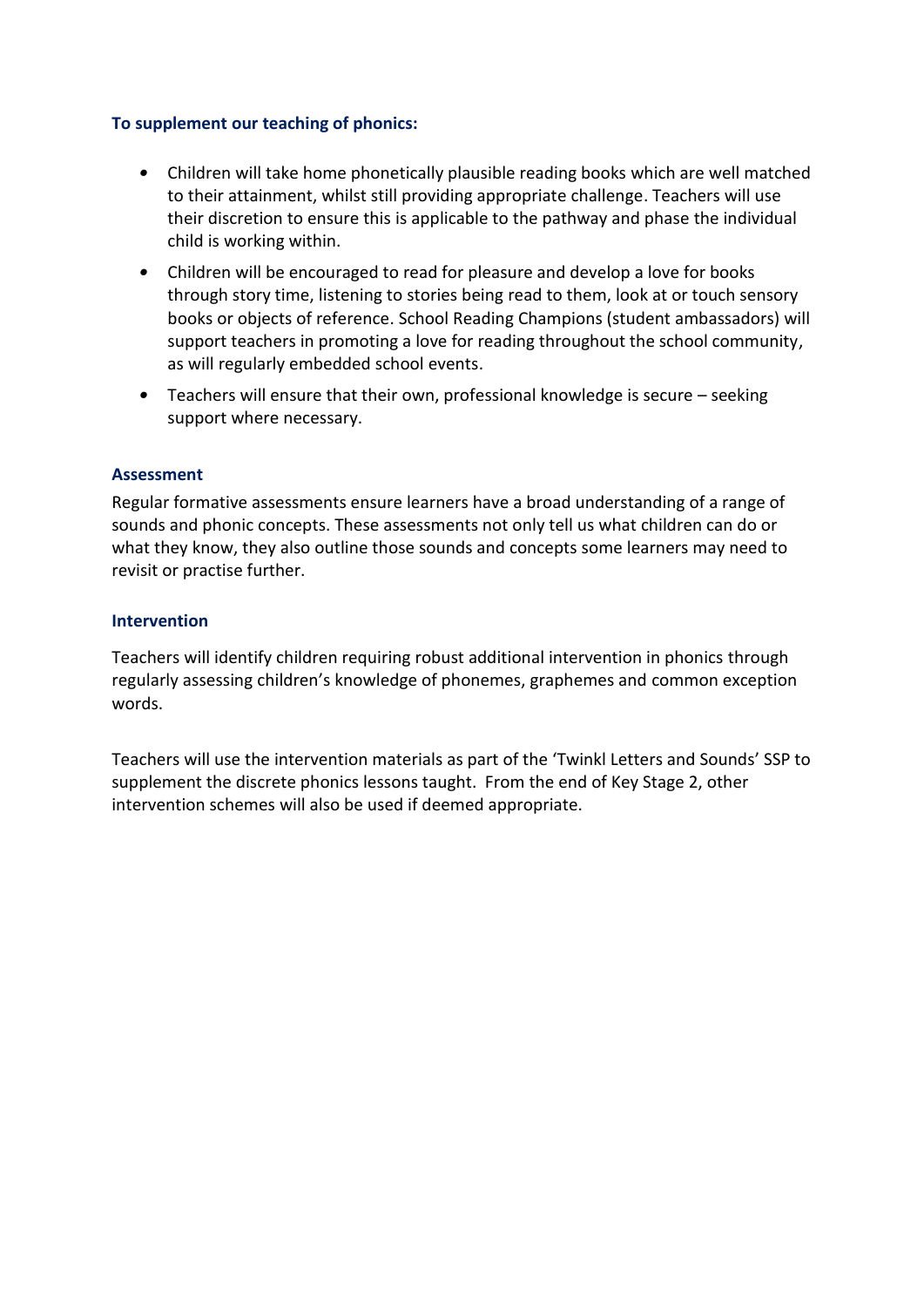### To supplement our teaching of phonics:

- Children will take home phonetically plausible reading books which are well matched to their attainment, whilst still providing appropriate challenge. Teachers will use their discretion to ensure this is applicable to the pathway and phase the individual child is working within.
- Children will be encouraged to read for pleasure and develop a love for books through story time, listening to stories being read to them, look at or touch sensory books or objects of reference. School Reading Champions (student ambassadors) will support teachers in promoting a love for reading throughout the school community, as will regularly embedded school events.
- Teachers will ensure that their own, professional knowledge is secure – seeking support where necessary.

### Assessment

Regular formative assessments ensure learners have a broad understanding of a range of sounds and phonic concepts. These assessments not only tell us what children can do or what they know, they also outline those sounds and concepts some learners may need to revisit or practise further.

### Intervention

Teachers will identify children requiring robust additional intervention in phonics through regularly assessing children's knowledge of phonemes, graphemes and common exception words.

Teachers will use the intervention materials as part of the 'Twinkl Letters and Sounds' SSP to supplement the discrete phonics lessons taught. From the end of Key Stage 2, other intervention schemes will also be used if deemed appropriate.